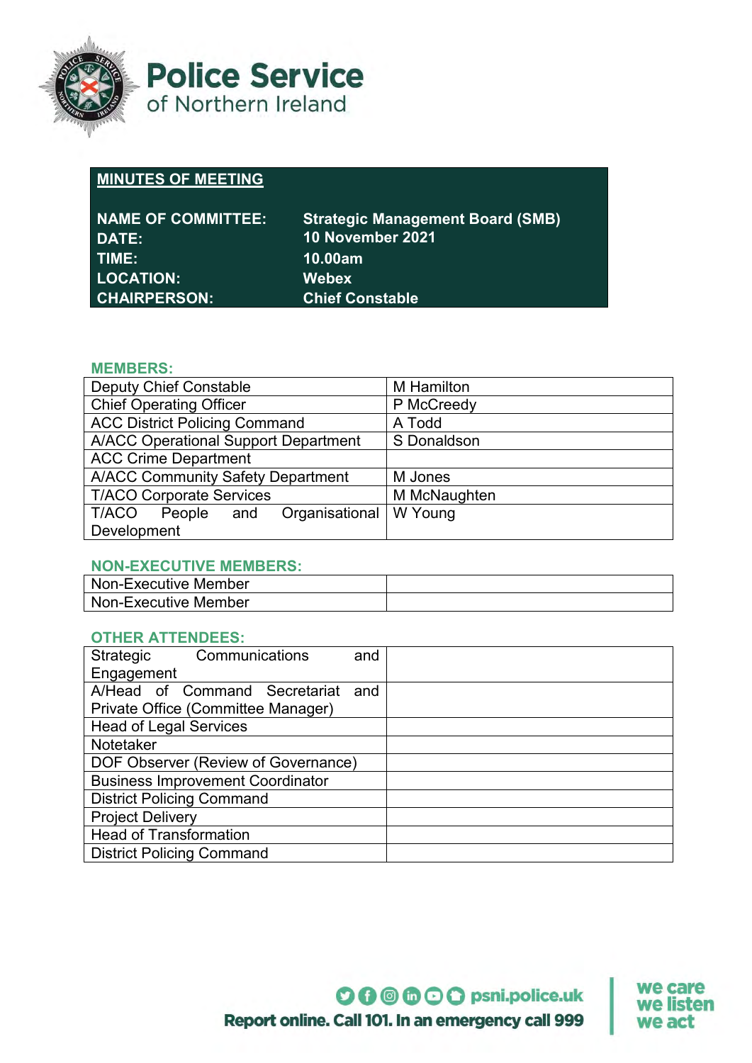# Police Service of Northern Ireland

| **MINUTES OF MEETING** | |
|---|---|
| **NAME OF COMMITTEE:** | **Strategic Management Board (SMB)** |
| **DATE:** | **10 November 2021** |
| **TIME:** | **10.00am** |
| **LOCATION:** | **Webex** |
| **CHAIRPERSON:** | **Chief Constable** |

## MEMBERS:

| | |
|---|---|
| Deputy Chief Constable | M Hamilton |
| Chief Operating Officer | P McCreedy |
| ACC District Policing Command | A Todd |
| A/ACC Operational Support Department | S Donaldson |
| ACC Crime Department | |
| A/ACC Community Safety Department | M Jones |
| T/ACO Corporate Services | M McNaughten |
| T/ACO People and Organisational Development | W Young |

## NON-EXECUTIVE MEMBERS:

| | |
|---|---|
| Non-Executive Member | |
| Non-Executive Member | |

## OTHER ATTENDEES:

| | |
|---|---|
| Strategic Communications and Engagement | |
| A/Head of Command Secretariat and Private Office (Committee Manager) | |
| Head of Legal Services | |
| Notetaker | |
| DOF Observer (Review of Governance) | |
| Business Improvement Coordinator | |
| District Policing Command | |
| Project Delivery | |
| Head of Transformation | |
| District Policing Command | |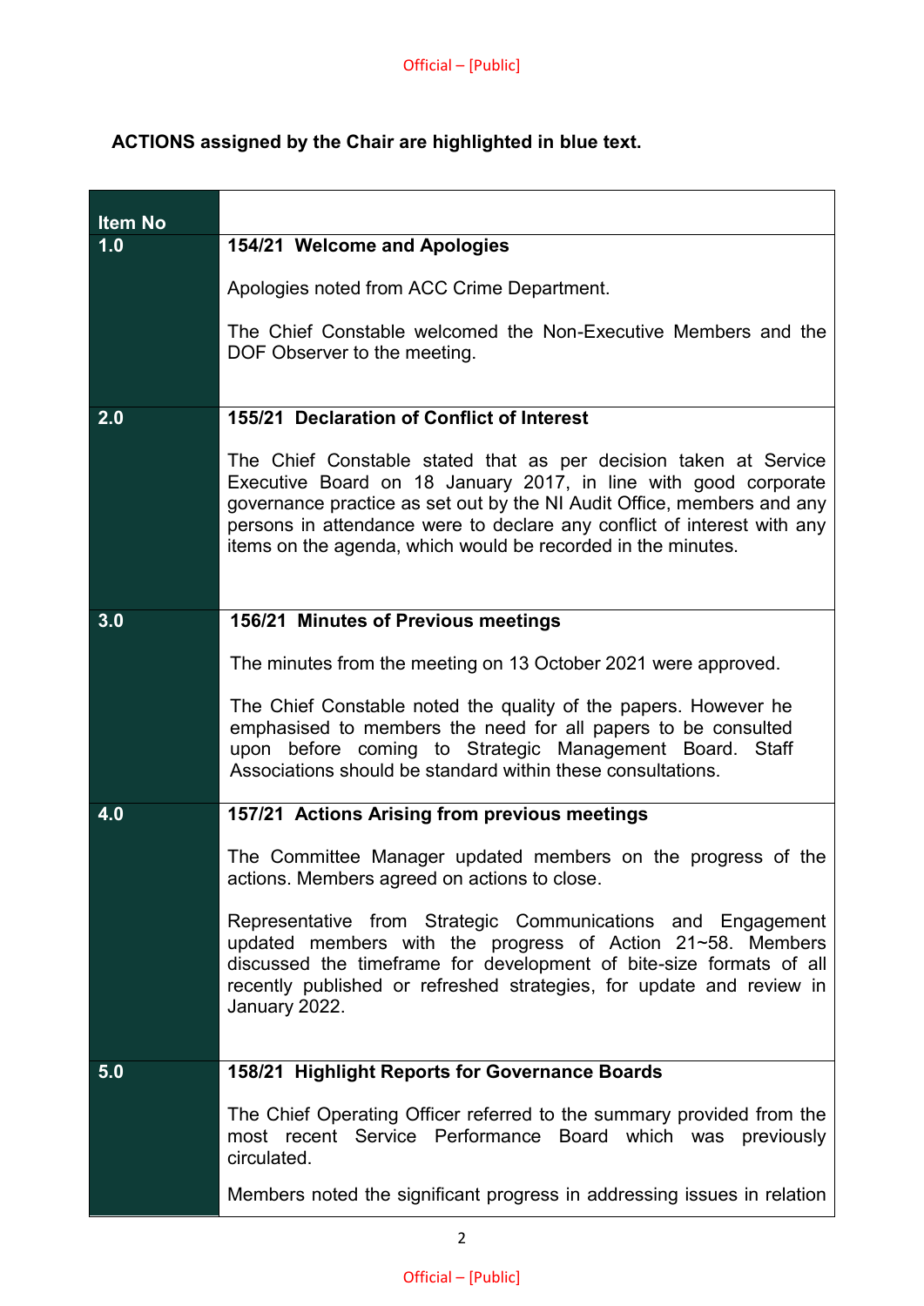**ACTIONS assigned by the Chair are highlighted in blue text.**

| Item No | |
|---|---|
| 1.0 | **154/21 Welcome and Apologies**<br><br>Apologies noted from ACC Crime Department.<br><br>The Chief Constable welcomed the Non-Executive Members and the DOF Observer to the meeting. |
| 2.0 | **155/21 Declaration of Conflict of Interest**<br><br>The Chief Constable stated that as per decision taken at Service Executive Board on 18 January 2017, in line with good corporate governance practice as set out by the NI Audit Office, members and any persons in attendance were to declare any conflict of interest with any items on the agenda, which would be recorded in the minutes. |
| 3.0 | **156/21 Minutes of Previous meetings**<br><br>The minutes from the meeting on 13 October 2021 were approved.<br><br>The Chief Constable noted the quality of the papers. However he emphasised to members the need for all papers to be consulted upon before coming to Strategic Management Board. Staff Associations should be standard within these consultations. |
| 4.0 | **157/21 Actions Arising from previous meetings**<br><br>The Committee Manager updated members on the progress of the actions. Members agreed on actions to close.<br><br>Representative from Strategic Communications and Engagement updated members with the progress of Action 21~58. Members discussed the timeframe for development of bite-size formats of all recently published or refreshed strategies, for update and review in January 2022. |
| 5.0 | **158/21 Highlight Reports for Governance Boards**<br><br>The Chief Operating Officer referred to the summary provided from the most recent Service Performance Board which was previously circulated.<br><br>Members noted the significant progress in addressing issues in relation |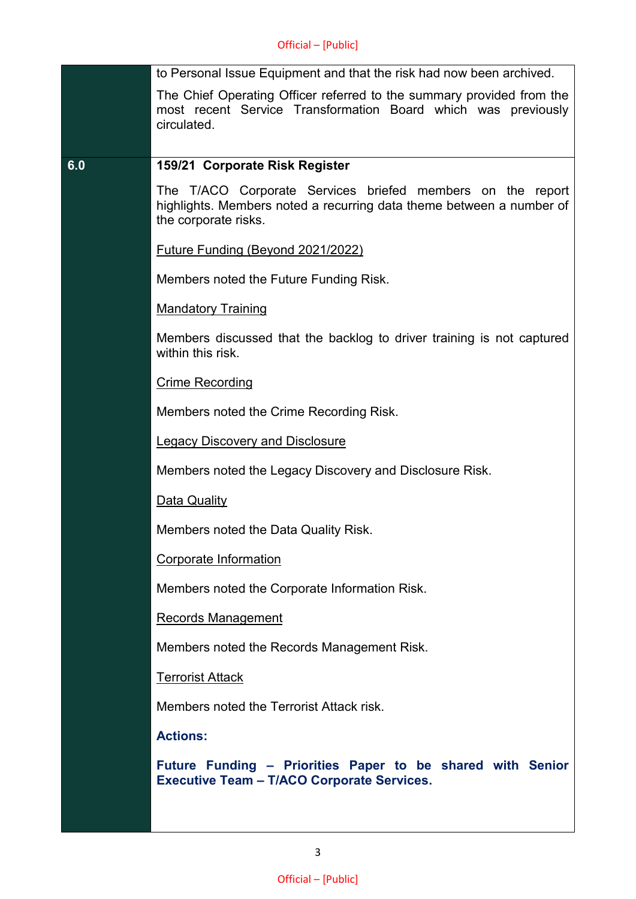| | |
|---|---|
| | to Personal Issue Equipment and that the risk had now been archived.<br><br>The Chief Operating Officer referred to the summary provided from the most recent Service Transformation Board which was previously circulated. |
| **6.0** | **159/21 Corporate Risk Register**<br><br>The T/ACO Corporate Services briefed members on the report highlights. Members noted a recurring data theme between a number of the corporate risks.<br><br><u>Future Funding (Beyond 2021/2022)</u><br><br>Members noted the Future Funding Risk.<br><br><u>Mandatory Training</u><br><br>Members discussed that the backlog to driver training is not captured within this risk.<br><br><u>Crime Recording</u><br><br>Members noted the Crime Recording Risk.<br><br><u>Legacy Discovery and Disclosure</u><br><br>Members noted the Legacy Discovery and Disclosure Risk.<br><br><u>Data Quality</u><br><br>Members noted the Data Quality Risk.<br><br><u>Corporate Information</u><br><br>Members noted the Corporate Information Risk.<br><br><u>Records Management</u><br><br>Members noted the Records Management Risk.<br><br><u>Terrorist Attack</u><br><br>Members noted the Terrorist Attack risk.<br><br>**Actions:**<br><br>**Future Funding – Priorities Paper to be shared with Senior Executive Team – T/ACO Corporate Services.** |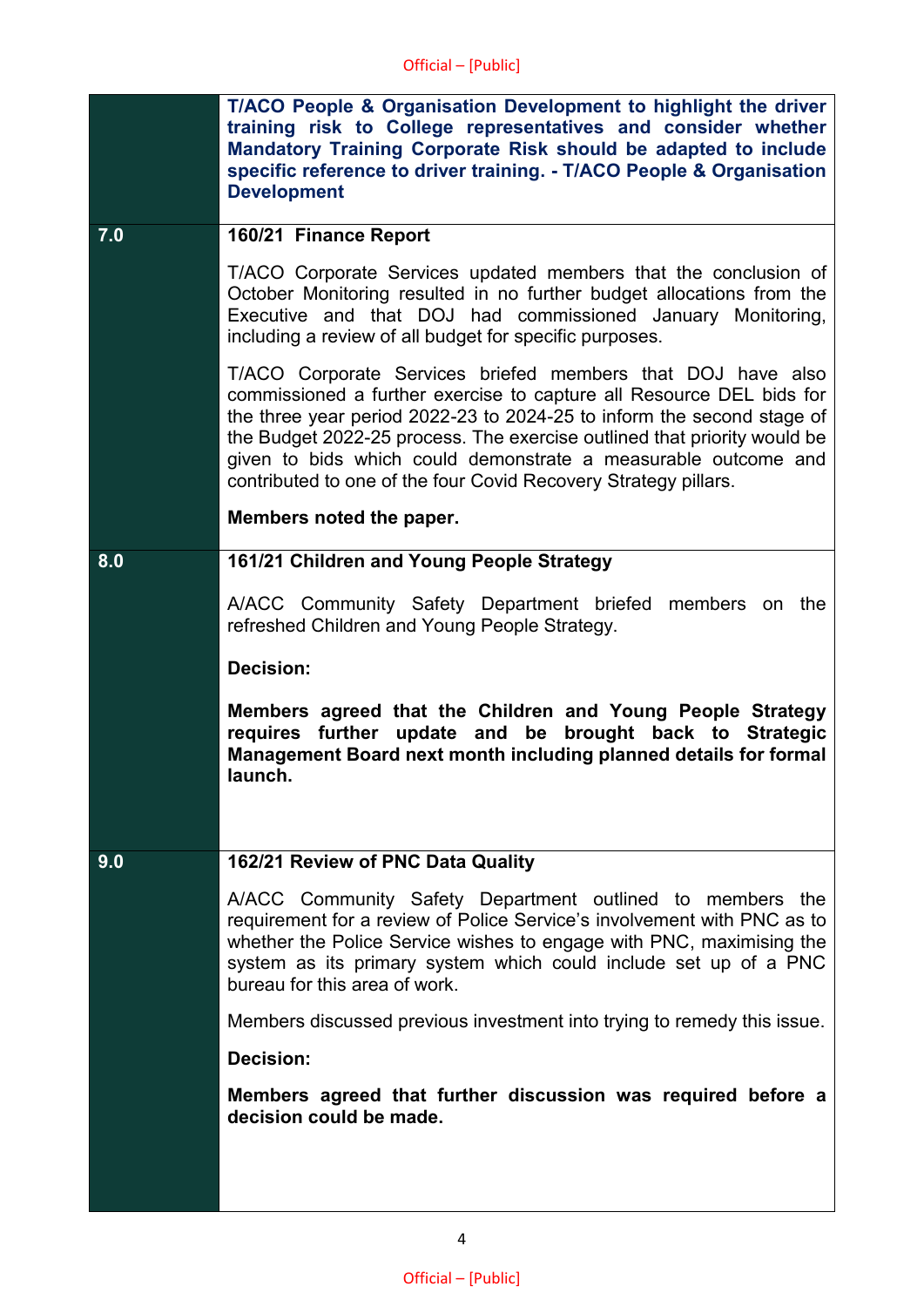| | |
|---|---|
| | **T/ACO People & Organisation Development to highlight the driver training risk to College representatives and consider whether Mandatory Training Corporate Risk should be adapted to include specific reference to driver training. - T/ACO People & Organisation Development** |
| **7.0** | **160/21 Finance Report**<br><br>T/ACO Corporate Services updated members that the conclusion of October Monitoring resulted in no further budget allocations from the Executive and that DOJ had commissioned January Monitoring, including a review of all budget for specific purposes.<br><br>T/ACO Corporate Services briefed members that DOJ have also commissioned a further exercise to capture all Resource DEL bids for the three year period 2022-23 to 2024-25 to inform the second stage of the Budget 2022-25 process. The exercise outlined that priority would be given to bids which could demonstrate a measurable outcome and contributed to one of the four Covid Recovery Strategy pillars.<br><br>**Members noted the paper.** |
| **8.0** | **161/21 Children and Young People Strategy**<br><br>A/ACC Community Safety Department briefed members on the refreshed Children and Young People Strategy.<br><br>**Decision:**<br><br>**Members agreed that the Children and Young People Strategy requires further update and be brought back to Strategic Management Board next month including planned details for formal launch.** |
| **9.0** | **162/21 Review of PNC Data Quality**<br><br>A/ACC Community Safety Department outlined to members the requirement for a review of Police Service's involvement with PNC as to whether the Police Service wishes to engage with PNC, maximising the system as its primary system which could include set up of a PNC bureau for this area of work.<br><br>Members discussed previous investment into trying to remedy this issue.<br><br>**Decision:**<br><br>**Members agreed that further discussion was required before a decision could be made.** |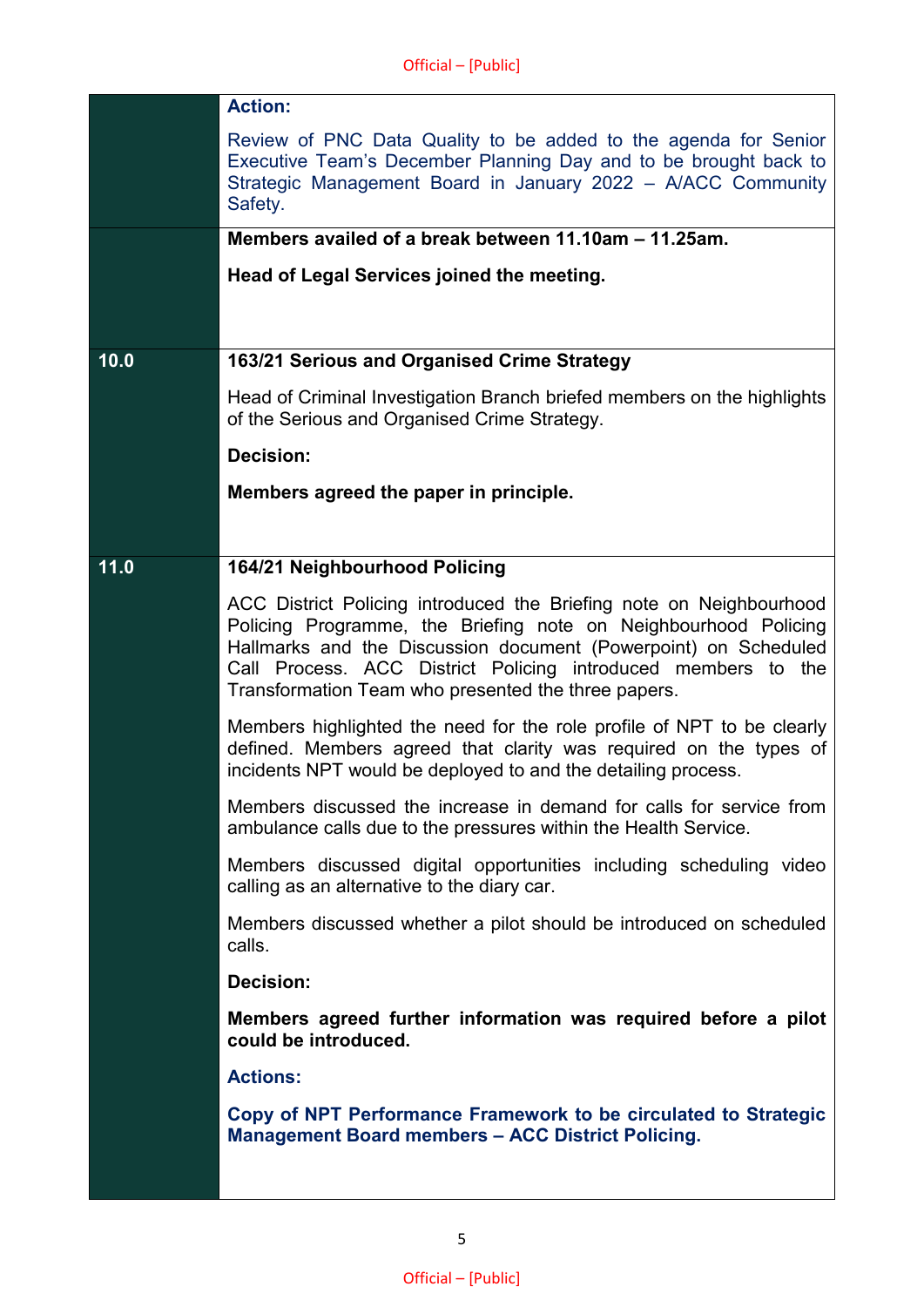| | |
|---|---|
| | **Action:**<br><br>Review of PNC Data Quality to be added to the agenda for Senior Executive Team's December Planning Day and to be brought back to Strategic Management Board in January 2022 – A/ACC Community Safety. |
| | **Members availed of a break between 11.10am – 11.25am.**<br><br>**Head of Legal Services joined the meeting.** |
| **10.0** | **163/21 Serious and Organised Crime Strategy**<br><br>Head of Criminal Investigation Branch briefed members on the highlights of the Serious and Organised Crime Strategy.<br><br>**Decision:**<br><br>**Members agreed the paper in principle.** |
| **11.0** | **164/21 Neighbourhood Policing**<br><br>ACC District Policing introduced the Briefing note on Neighbourhood Policing Programme, the Briefing note on Neighbourhood Policing Hallmarks and the Discussion document (Powerpoint) on Scheduled Call Process. ACC District Policing introduced members to the Transformation Team who presented the three papers.<br><br>Members highlighted the need for the role profile of NPT to be clearly defined. Members agreed that clarity was required on the types of incidents NPT would be deployed to and the detailing process.<br><br>Members discussed the increase in demand for calls for service from ambulance calls due to the pressures within the Health Service.<br><br>Members discussed digital opportunities including scheduling video calling as an alternative to the diary car.<br><br>Members discussed whether a pilot should be introduced on scheduled calls.<br><br>**Decision:**<br><br>**Members agreed further information was required before a pilot could be introduced.**<br><br>**Actions:**<br><br>**Copy of NPT Performance Framework to be circulated to Strategic Management Board members – ACC District Policing.** |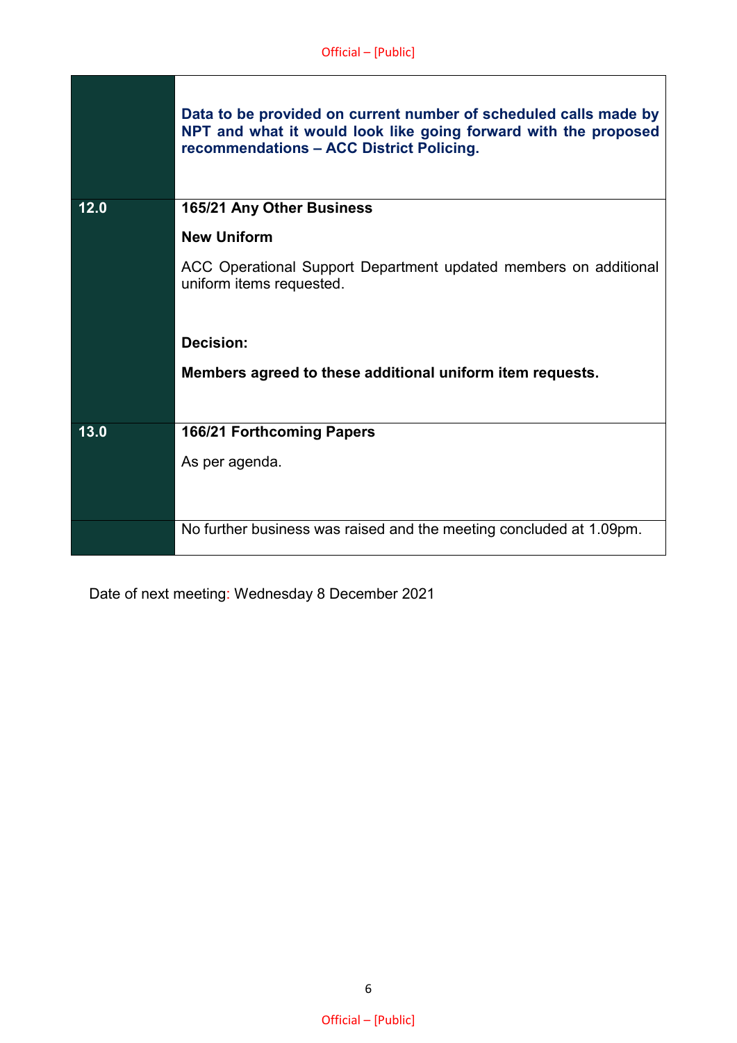| | |
|---|---|
| | **Data to be provided on current number of scheduled calls made by NPT and what it would look like going forward with the proposed recommendations – ACC District Policing.** |
| **12.0** | **165/21 Any Other Business**<br><br>**New Uniform**<br><br>ACC Operational Support Department updated members on additional uniform items requested.<br><br>**Decision:**<br><br>**Members agreed to these additional uniform item requests.** |
| **13.0** | **166/21 Forthcoming Papers**<br><br>As per agenda. |
| | No further business was raised and the meeting concluded at 1.09pm. |

Date of next meeting: Wednesday 8 December 2021